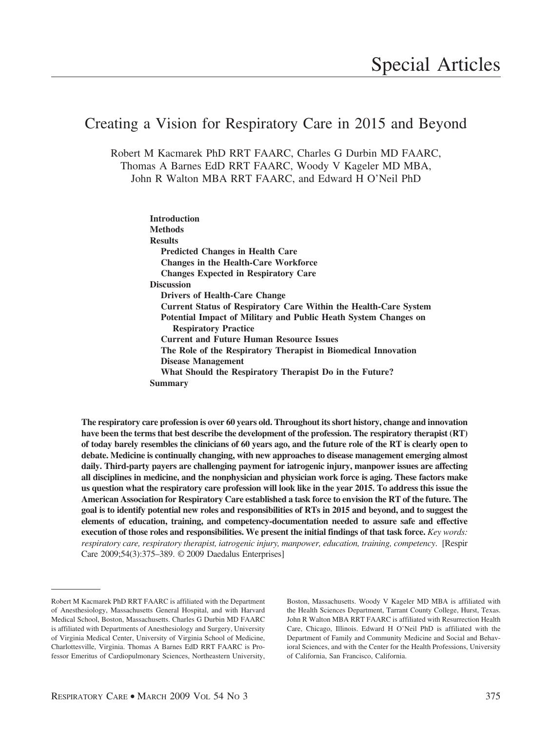Special Articles

# Creating a Vision for Respiratory Care in 2015 and Beyond

Robert M Kacmarek PhD RRT FAARC, Charles G Durbin MD FAARC, Thomas A Barnes EdD RRT FAARC, Woody V Kageler MD MBA, John R Walton MBA RRT FAARC, and Edward H O'Neil PhD

**Introduction**
**Methods**
**Results**
  **Predicted Changes in Health Care**
  **Changes in the Health-Care Workforce**
  **Changes Expected in Respiratory Care**
**Discussion**
  **Drivers of Health-Care Change**
  **Current Status of Respiratory Care Within the Health-Care System**
  **Potential Impact of Military and Public Heath System Changes on Respiratory Practice**
  **Current and Future Human Resource Issues**
  **The Role of the Respiratory Therapist in Biomedical Innovation**
  **Disease Management**
  **What Should the Respiratory Therapist Do in the Future?**
**Summary**

**The respiratory care profession is over 60 years old. Throughout its short history, change and innovation have been the terms that best describe the development of the profession. The respiratory therapist (RT) of today barely resembles the clinicians of 60 years ago, and the future role of the RT is clearly open to debate. Medicine is continually changing, with new approaches to disease management emerging almost daily. Third-party payers are challenging payment for iatrogenic injury, manpower issues are affecting all disciplines in medicine, and the nonphysician and physician work force is aging. These factors make us question what the respiratory care profession will look like in the year 2015. To address this issue the American Association for Respiratory Care established a task force to envision the RT of the future. The goal is to identify potential new roles and responsibilities of RTs in 2015 and beyond, and to suggest the elements of education, training, and competency-documentation needed to assure safe and effective execution of those roles and responsibilities. We present the initial findings of that task force.** *Key words: respiratory care, respiratory therapist, iatrogenic injury, manpower, education, training, competency*. [Respir Care 2009;54(3):375–389. © 2009 Daedalus Enterprises]

---

Robert M Kacmarek PhD RRT FAARC is affiliated with the Department of Anesthesiology, Massachusetts General Hospital, and with Harvard Medical School, Boston, Massachusetts. Charles G Durbin MD FAARC is affiliated with Departments of Anesthesiology and Surgery, University of Virginia Medical Center, University of Virginia School of Medicine, Charlottesville, Virginia. Thomas A Barnes EdD RRT FAARC is Professor Emeritus of Cardiopulmonary Sciences, Northeastern University, Boston, Massachusetts. Woody V Kageler MD MBA is affiliated with the Health Sciences Department, Tarrant County College, Hurst, Texas. John R Walton MBA RRT FAARC is affiliated with Resurrection Health Care, Chicago, Illinois. Edward H O'Neil PhD is affiliated with the Department of Family and Community Medicine and Social and Behavioral Sciences, and with the Center for the Health Professions, University of California, San Francisco, California.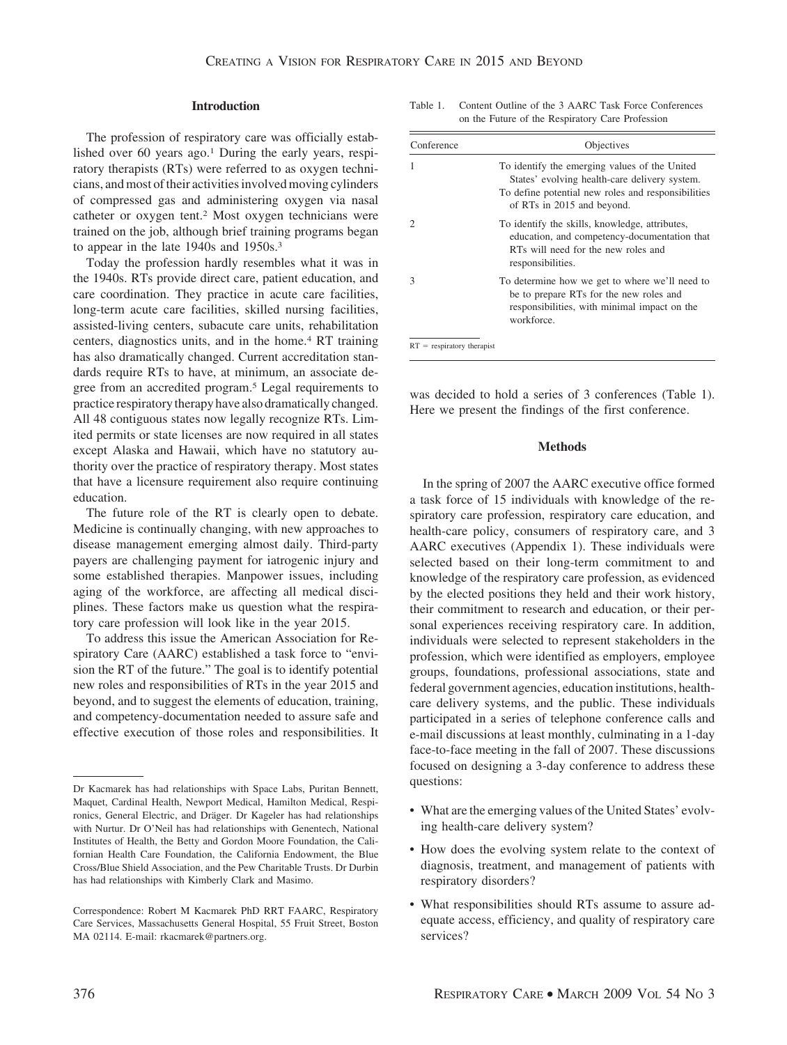## Introduction

The profession of respiratory care was officially established over 60 years ago.[1] During the early years, respiratory therapists (RTs) were referred to as oxygen technicians, and most of their activities involved moving cylinders of compressed gas and administering oxygen via nasal catheter or oxygen tent.[2] Most oxygen technicians were trained on the job, although brief training programs began to appear in the late 1940s and 1950s.[3]

Today the profession hardly resembles what it was in the 1940s. RTs provide direct care, patient education, and care coordination. They practice in acute care facilities, long-term acute care facilities, skilled nursing facilities, assisted-living centers, subacute care units, rehabilitation centers, diagnostics units, and in the home.[4] RT training has also dramatically changed. Current accreditation standards require RTs to have, at minimum, an associate degree from an accredited program.[5] Legal requirements to practice respiratory therapy have also dramatically changed. All 48 contiguous states now legally recognize RTs. Limited permits or state licenses are now required in all states except Alaska and Hawaii, which have no statutory authority over the practice of respiratory therapy. Most states that have a licensure requirement also require continuing education.

The future role of the RT is clearly open to debate. Medicine is continually changing, with new approaches to disease management emerging almost daily. Third-party payers are challenging payment for iatrogenic injury and some established therapies. Manpower issues, including aging of the workforce, are affecting all medical disciplines. These factors make us question what the respiratory care profession will look like in the year 2015.

To address this issue the American Association for Respiratory Care (AARC) established a task force to "envision the RT of the future." The goal is to identify potential new roles and responsibilities of RTs in the year 2015 and beyond, and to suggest the elements of education, training, and competency-documentation needed to assure safe and effective execution of those roles and responsibilities. It was decided to hold a series of 3 conferences (Table 1). Here we present the findings of the first conference.

Table 1. Content Outline of the 3 AARC Task Force Conferences on the Future of the Respiratory Care Profession

| Conference | Objectives |
|---|---|
| 1 | To identify the emerging values of the United States' evolving health-care delivery system. To define potential new roles and responsibilities of RTs in 2015 and beyond. |
| 2 | To identify the skills, knowledge, attributes, education, and competency-documentation that RTs will need for the new roles and responsibilities. |
| 3 | To determine how we get to where we'll need to be to prepare RTs for the new roles and responsibilities, with minimal impact on the workforce. |

RT = respiratory therapist

## Methods

In the spring of 2007 the AARC executive office formed a task force of 15 individuals with knowledge of the respiratory care profession, respiratory care education, and health-care policy, consumers of respiratory care, and 3 AARC executives (Appendix 1). These individuals were selected based on their long-term commitment to and knowledge of the respiratory care profession, as evidenced by the elected positions they held and their work history, their commitment to research and education, or their personal experiences receiving respiratory care. In addition, individuals were selected to represent stakeholders in the profession, which were identified as employers, employee groups, foundations, professional associations, state and federal government agencies, education institutions, health-care delivery systems, and the public. These individuals participated in a series of telephone conference calls and e-mail discussions at least monthly, culminating in a 1-day face-to-face meeting in the fall of 2007. These discussions focused on designing a 3-day conference to address these questions:

- What are the emerging values of the United States' evolving health-care delivery system?
- How does the evolving system relate to the context of diagnosis, treatment, and management of patients with respiratory disorders?
- What responsibilities should RTs assume to assure adequate access, efficiency, and quality of respiratory care services?

---

Dr Kacmarek has had relationships with Space Labs, Puritan Bennett, Maquet, Cardinal Health, Newport Medical, Hamilton Medical, Respironics, General Electric, and Dräger. Dr Kageler has had relationships with Nurtur. Dr O'Neil has had relationships with Genentech, National Institutes of Health, the Betty and Gordon Moore Foundation, the Californian Health Care Foundation, the California Endowment, the Blue Cross/Blue Shield Association, and the Pew Charitable Trusts. Dr Durbin has had relationships with Kimberly Clark and Masimo.

Correspondence: Robert M Kacmarek PhD RRT FAARC, Respiratory Care Services, Massachusetts General Hospital, 55 Fruit Street, Boston MA 02114. E-mail: rkacmarek@partners.org.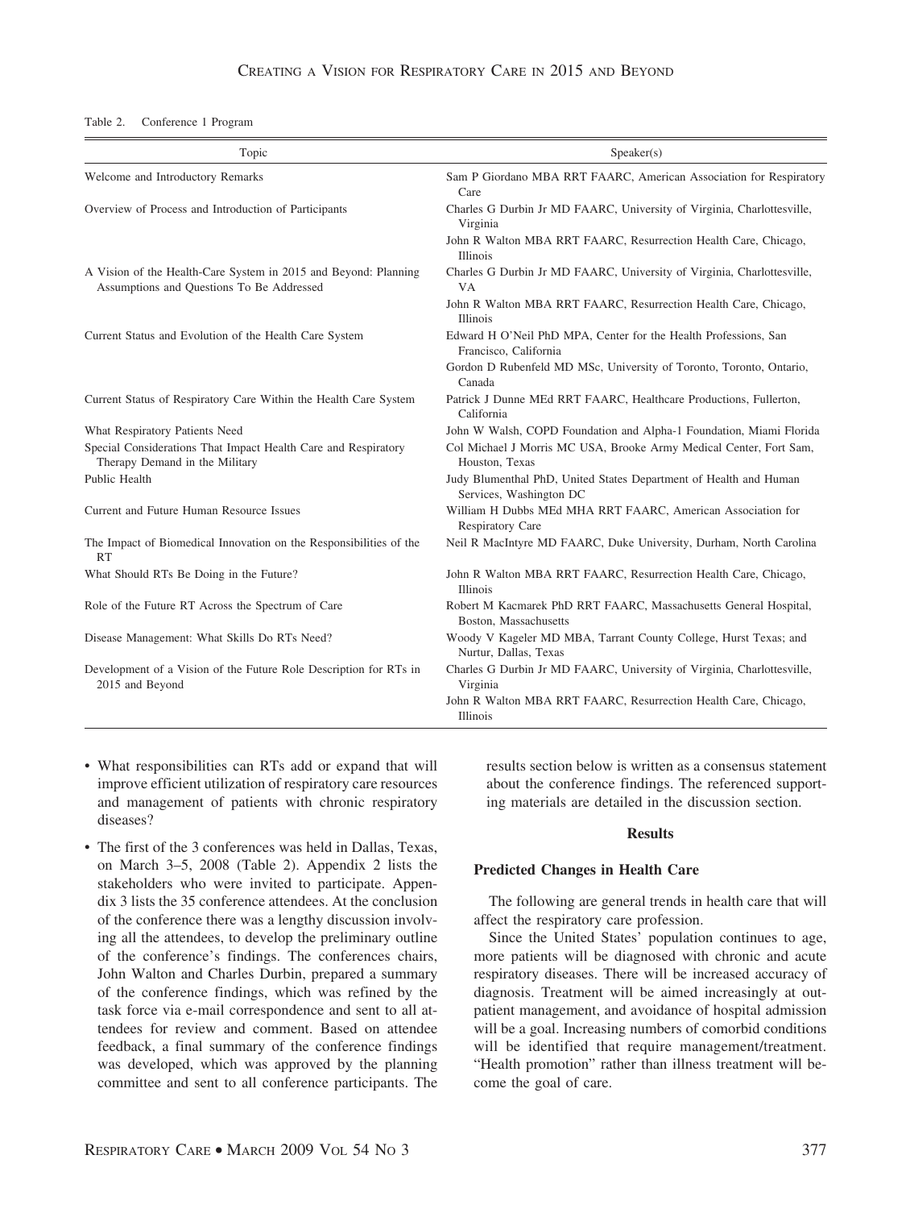Table 2. Conference 1 Program

| Topic | Speaker(s) |
| --- | --- |
| Welcome and Introductory Remarks | Sam P Giordano MBA RRT FAARC, American Association for Respiratory Care |
| Overview of Process and Introduction of Participants | Charles G Durbin Jr MD FAARC, University of Virginia, Charlottesville, Virginia<br>John R Walton MBA RRT FAARC, Resurrection Health Care, Chicago, Illinois |
| A Vision of the Health-Care System in 2015 and Beyond: Planning Assumptions and Questions To Be Addressed | Charles G Durbin Jr MD FAARC, University of Virginia, Charlottesville, VA<br>John R Walton MBA RRT FAARC, Resurrection Health Care, Chicago, Illinois |
| Current Status and Evolution of the Health Care System | Edward H O'Neil PhD MPA, Center for the Health Professions, San Francisco, California<br>Gordon D Rubenfeld MD MSc, University of Toronto, Toronto, Ontario, Canada |
| Current Status of Respiratory Care Within the Health Care System | Patrick J Dunne MEd RRT FAARC, Healthcare Productions, Fullerton, California |
| What Respiratory Patients Need | John W Walsh, COPD Foundation and Alpha-1 Foundation, Miami Florida |
| Special Considerations That Impact Health Care and Respiratory Therapy Demand in the Military | Col Michael J Morris MC USA, Brooke Army Medical Center, Fort Sam, Houston, Texas |
| Public Health | Judy Blumenthal PhD, United States Department of Health and Human Services, Washington DC |
| Current and Future Human Resource Issues | William H Dubbs MEd MHA RRT FAARC, American Association for Respiratory Care |
| The Impact of Biomedical Innovation on the Responsibilities of the RT | Neil R MacIntyre MD FAARC, Duke University, Durham, North Carolina |
| What Should RTs Be Doing in the Future? | John R Walton MBA RRT FAARC, Resurrection Health Care, Chicago, Illinois |
| Role of the Future RT Across the Spectrum of Care | Robert M Kacmarek PhD RRT FAARC, Massachusetts General Hospital, Boston, Massachusetts |
| Disease Management: What Skills Do RTs Need? | Woody V Kageler MD MBA, Tarrant County College, Hurst Texas; and Nurtur, Dallas, Texas |
| Development of a Vision of the Future Role Description for RTs in 2015 and Beyond | Charles G Durbin Jr MD FAARC, University of Virginia, Charlottesville, Virginia<br>John R Walton MBA RRT FAARC, Resurrection Health Care, Chicago, Illinois |

- What responsibilities can RTs add or expand that will improve efficient utilization of respiratory care resources and management of patients with chronic respiratory diseases?
- The first of the 3 conferences was held in Dallas, Texas, on March 3–5, 2008 (Table 2). Appendix 2 lists the stakeholders who were invited to participate. Appendix 3 lists the 35 conference attendees. At the conclusion of the conference there was a lengthy discussion involving all the attendees, to develop the preliminary outline of the conference's findings. The conferences chairs, John Walton and Charles Durbin, prepared a summary of the conference findings, which was refined by the task force via e-mail correspondence and sent to all attendees for review and comment. Based on attendee feedback, a final summary of the conference findings was developed, which was approved by the planning committee and sent to all conference participants. The results section below is written as a consensus statement about the conference findings. The referenced supporting materials are detailed in the discussion section.

## Results

### Predicted Changes in Health Care

The following are general trends in health care that will affect the respiratory care profession.

Since the United States' population continues to age, more patients will be diagnosed with chronic and acute respiratory diseases. There will be increased accuracy of diagnosis. Treatment will be aimed increasingly at outpatient management, and avoidance of hospital admission will be a goal. Increasing numbers of comorbid conditions will be identified that require management/treatment. "Health promotion" rather than illness treatment will become the goal of care.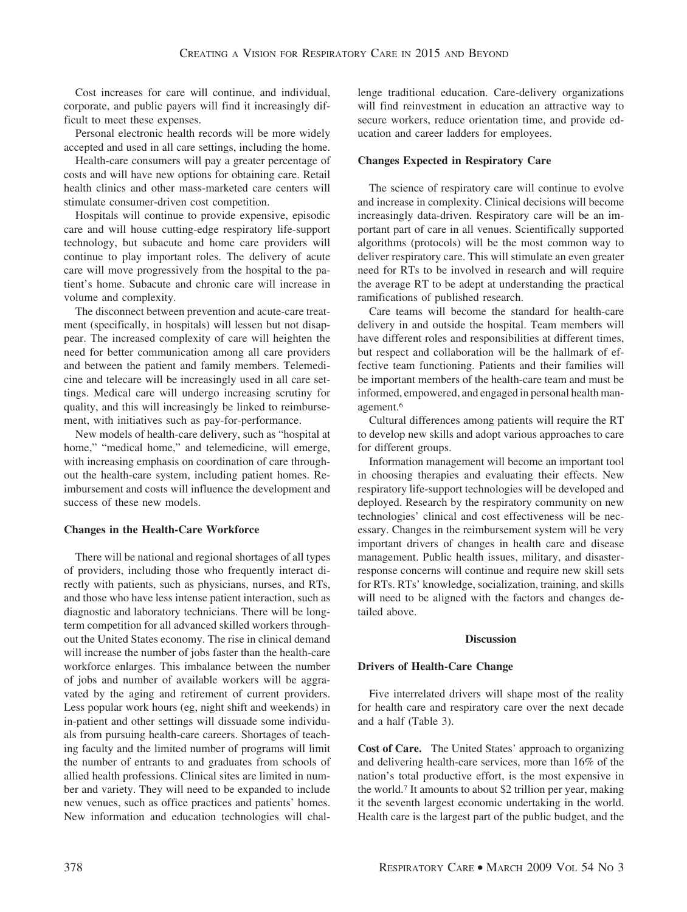Cost increases for care will continue, and individual, corporate, and public payers will find it increasingly difficult to meet these expenses.

Personal electronic health records will be more widely accepted and used in all care settings, including the home.

Health-care consumers will pay a greater percentage of costs and will have new options for obtaining care. Retail health clinics and other mass-marketed care centers will stimulate consumer-driven cost competition.

Hospitals will continue to provide expensive, episodic care and will house cutting-edge respiratory life-support technology, but subacute and home care providers will continue to play important roles. The delivery of acute care will move progressively from the hospital to the patient's home. Subacute and chronic care will increase in volume and complexity.

The disconnect between prevention and acute-care treatment (specifically, in hospitals) will lessen but not disappear. The increased complexity of care will heighten the need for better communication among all care providers and between the patient and family members. Telemedicine and telecare will be increasingly used in all care settings. Medical care will undergo increasing scrutiny for quality, and this will increasingly be linked to reimbursement, with initiatives such as pay-for-performance.

New models of health-care delivery, such as "hospital at home," "medical home," and telemedicine, will emerge, with increasing emphasis on coordination of care throughout the health-care system, including patient homes. Reimbursement and costs will influence the development and success of these new models.

**Changes in the Health-Care Workforce**

There will be national and regional shortages of all types of providers, including those who frequently interact directly with patients, such as physicians, nurses, and RTs, and those who have less intense patient interaction, such as diagnostic and laboratory technicians. There will be long-term competition for all advanced skilled workers throughout the United States economy. The rise in clinical demand will increase the number of jobs faster than the health-care workforce enlarges. This imbalance between the number of jobs and number of available workers will be aggravated by the aging and retirement of current providers. Less popular work hours (eg, night shift and weekends) in in-patient and other settings will dissuade some individuals from pursuing health-care careers. Shortages of teaching faculty and the limited number of programs will limit the number of entrants to and graduates from schools of allied health professions. Clinical sites are limited in number and variety. They will need to be expanded to include new venues, such as office practices and patients' homes. New information and education technologies will challenge traditional education. Care-delivery organizations will find reinvestment in education an attractive way to secure workers, reduce orientation time, and provide education and career ladders for employees.

**Changes Expected in Respiratory Care**

The science of respiratory care will continue to evolve and increase in complexity. Clinical decisions will become increasingly data-driven. Respiratory care will be an important part of care in all venues. Scientifically supported algorithms (protocols) will be the most common way to deliver respiratory care. This will stimulate an even greater need for RTs to be involved in research and will require the average RT to be adept at understanding the practical ramifications of published research.

Care teams will become the standard for health-care delivery in and outside the hospital. Team members will have different roles and responsibilities at different times, but respect and collaboration will be the hallmark of effective team functioning. Patients and their families will be important members of the health-care team and must be informed, empowered, and engaged in personal health management.[6]

Cultural differences among patients will require the RT to develop new skills and adopt various approaches to care for different groups.

Information management will become an important tool in choosing therapies and evaluating their effects. New respiratory life-support technologies will be developed and deployed. Research by the respiratory community on new technologies' clinical and cost effectiveness will be necessary. Changes in the reimbursement system will be very important drivers of changes in health care and disease management. Public health issues, military, and disaster-response concerns will continue and require new skill sets for RTs. RTs' knowledge, socialization, training, and skills will need to be aligned with the factors and changes detailed above.

## Discussion

**Drivers of Health-Care Change**

Five interrelated drivers will shape most of the reality for health care and respiratory care over the next decade and a half (Table 3).

**Cost of Care.** The United States' approach to organizing and delivering health-care services, more than 16% of the nation's total productive effort, is the most expensive in the world.[7] It amounts to about $2 trillion per year, making it the seventh largest economic undertaking in the world. Health care is the largest part of the public budget, and the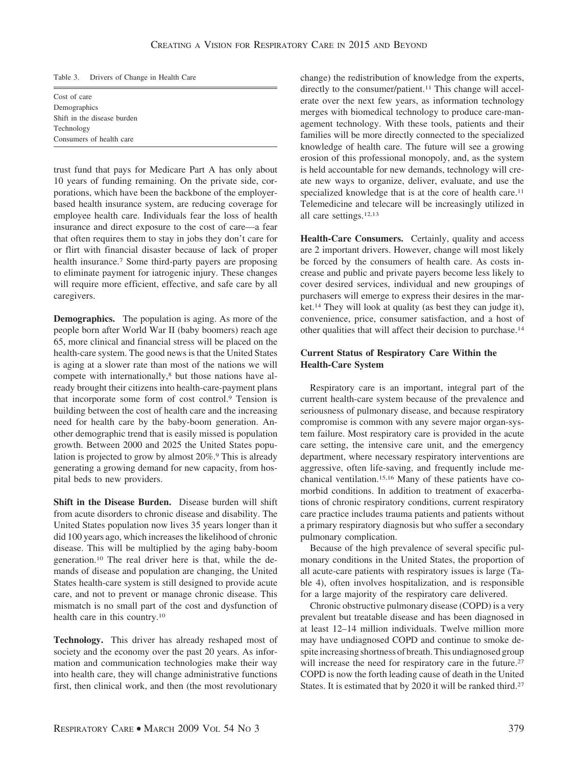Table 3. Drivers of Change in Health Care

| |
|---|
| Cost of care |
| Demographics |
| Shift in the disease burden |
| Technology |
| Consumers of health care |

trust fund that pays for Medicare Part A has only about 10 years of funding remaining. On the private side, corporations, which have been the backbone of the employer-based health insurance system, are reducing coverage for employee health care. Individuals fear the loss of health insurance and direct exposure to the cost of care—a fear that often requires them to stay in jobs they don't care for or flirt with financial disaster because of lack of proper health insurance.[7] Some third-party payers are proposing to eliminate payment for iatrogenic injury. These changes will require more efficient, effective, and safe care by all caregivers.

**Demographics.** The population is aging. As more of the people born after World War II (baby boomers) reach age 65, more clinical and financial stress will be placed on the health-care system. The good news is that the United States is aging at a slower rate than most of the nations we will compete with internationally,[8] but those nations have already brought their citizens into health-care-payment plans that incorporate some form of cost control.[9] Tension is building between the cost of health care and the increasing need for health care by the baby-boom generation. Another demographic trend that is easily missed is population growth. Between 2000 and 2025 the United States population is projected to grow by almost 20%.[9] This is already generating a growing demand for new capacity, from hospital beds to new providers.

**Shift in the Disease Burden.** Disease burden will shift from acute disorders to chronic disease and disability. The United States population now lives 35 years longer than it did 100 years ago, which increases the likelihood of chronic disease. This will be multiplied by the aging baby-boom generation.[10] The real driver here is that, while the demands of disease and population are changing, the United States health-care system is still designed to provide acute care, and not to prevent or manage chronic disease. This mismatch is no small part of the cost and dysfunction of health care in this country.[10]

**Technology.** This driver has already reshaped most of society and the economy over the past 20 years. As information and communication technologies make their way into health care, they will change administrative functions first, then clinical work, and then (the most revolutionary change) the redistribution of knowledge from the experts, directly to the consumer/patient.[11] This change will accelerate over the next few years, as information technology merges with biomedical technology to produce care-management technology. With these tools, patients and their families will be more directly connected to the specialized knowledge of health care. The future will see a growing erosion of this professional monopoly, and, as the system is held accountable for new demands, technology will create new ways to organize, deliver, evaluate, and use the specialized knowledge that is at the core of health care.[11] Telemedicine and telecare will be increasingly utilized in all care settings.[12,13]

**Health-Care Consumers.** Certainly, quality and access are 2 important drivers. However, change will most likely be forced by the consumers of health care. As costs increase and public and private payers become less likely to cover desired services, individual and new groupings of purchasers will emerge to express their desires in the market.[14] They will look at quality (as best they can judge it), convenience, price, consumer satisfaction, and a host of other qualities that will affect their decision to purchase.[14]

### Current Status of Respiratory Care Within the Health-Care System

Respiratory care is an important, integral part of the current health-care system because of the prevalence and seriousness of pulmonary disease, and because respiratory compromise is common with any severe major organ-system failure. Most respiratory care is provided in the acute care setting, the intensive care unit, and the emergency department, where necessary respiratory interventions are aggressive, often life-saving, and frequently include mechanical ventilation.[15,16] Many of these patients have comorbid conditions. In addition to treatment of exacerbations of chronic respiratory conditions, current respiratory care practice includes trauma patients and patients without a primary respiratory diagnosis but who suffer a secondary pulmonary complication.

Because of the high prevalence of several specific pulmonary conditions in the United States, the proportion of all acute-care patients with respiratory issues is large (Table 4), often involves hospitalization, and is responsible for a large majority of the respiratory care delivered.

Chronic obstructive pulmonary disease (COPD) is a very prevalent but treatable disease and has been diagnosed in at least 12–14 million individuals. Twelve million more may have undiagnosed COPD and continue to smoke despite increasing shortness of breath. This undiagnosed group will increase the need for respiratory care in the future.[27] COPD is now the forth leading cause of death in the United States. It is estimated that by 2020 it will be ranked third.[27]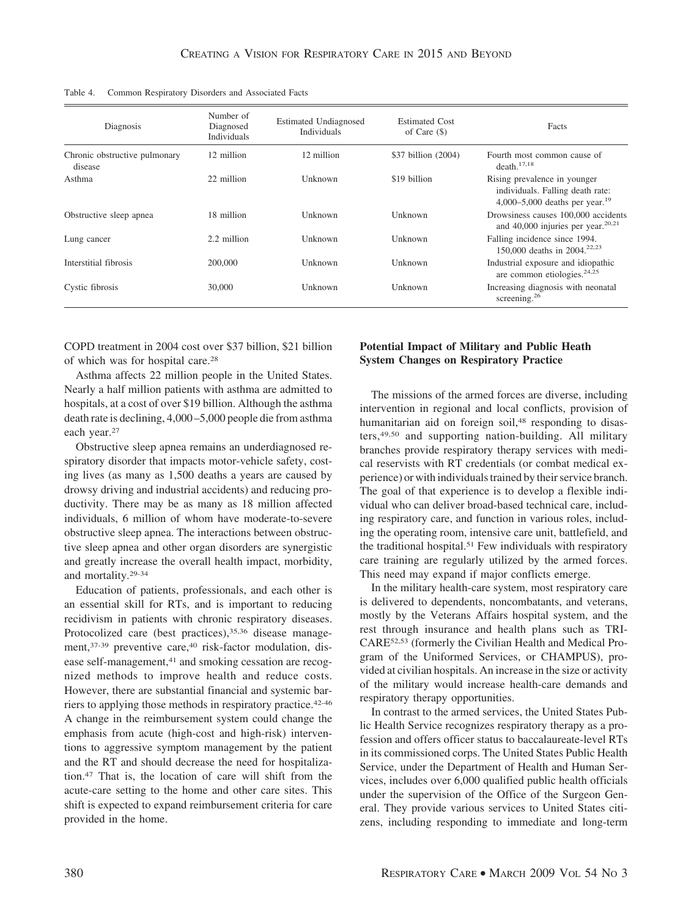Table 4. Common Respiratory Disorders and Associated Facts

| Diagnosis | Number of Diagnosed Individuals | Estimated Undiagnosed Individuals | Estimated Cost of Care ($) | Facts |
|---|---|---|---|---|
| Chronic obstructive pulmonary disease | 12 million | 12 million | $37 billion (2004) | Fourth most common cause of death.[17,18] |
| Asthma | 22 million | Unknown | $19 billion | Rising prevalence in younger individuals. Falling death rate: 4,000–5,000 deaths per year.[19] |
| Obstructive sleep apnea | 18 million | Unknown | Unknown | Drowsiness causes 100,000 accidents and 40,000 injuries per year.[20,21] |
| Lung cancer | 2.2 million | Unknown | Unknown | Falling incidence since 1994. 150,000 deaths in 2004.[22,23] |
| Interstitial fibrosis | 200,000 | Unknown | Unknown | Industrial exposure and idiopathic are common etiologies.[24,25] |
| Cystic fibrosis | 30,000 | Unknown | Unknown | Increasing diagnosis with neonatal screening.[26] |

COPD treatment in 2004 cost over $37 billion, $21 billion of which was for hospital care.[28]

Asthma affects 22 million people in the United States. Nearly a half million patients with asthma are admitted to hospitals, at a cost of over $19 billion. Although the asthma death rate is declining, 4,000–5,000 people die from asthma each year.[27]

Obstructive sleep apnea remains an underdiagnosed respiratory disorder that impacts motor-vehicle safety, costing lives (as many as 1,500 deaths a years are caused by drowsy driving and industrial accidents) and reducing productivity. There may be as many as 18 million affected individuals, 6 million of whom have moderate-to-severe obstructive sleep apnea. The interactions between obstructive sleep apnea and other organ disorders are synergistic and greatly increase the overall health impact, morbidity, and mortality.[29-34]

Education of patients, professionals, and each other is an essential skill for RTs, and is important to reducing recidivism in patients with chronic respiratory diseases. Protocolized care (best practices),[35,36] disease management,[37-39] preventive care,[40] risk-factor modulation, disease self-management,[41] and smoking cessation are recognized methods to improve health and reduce costs. However, there are substantial financial and systemic barriers to applying those methods in respiratory practice.[42-46] A change in the reimbursement system could change the emphasis from acute (high-cost and high-risk) interventions to aggressive symptom management by the patient and the RT and should decrease the need for hospitalization.[47] That is, the location of care will shift from the acute-care setting to the home and other care sites. This shift is expected to expand reimbursement criteria for care provided in the home.

## Potential Impact of Military and Public Heath System Changes on Respiratory Practice

The missions of the armed forces are diverse, including intervention in regional and local conflicts, provision of humanitarian aid on foreign soil,[48] responding to disasters,[49,50] and supporting nation-building. All military branches provide respiratory therapy services with medical reservists with RT credentials (or combat medical experience) or with individuals trained by their service branch. The goal of that experience is to develop a flexible individual who can deliver broad-based technical care, including respiratory care, and function in various roles, including the operating room, intensive care unit, battlefield, and the traditional hospital.[51] Few individuals with respiratory care training are regularly utilized by the armed forces. This need may expand if major conflicts emerge.

In the military health-care system, most respiratory care is delivered to dependents, noncombatants, and veterans, mostly by the Veterans Affairs hospital system, and the rest through insurance and health plans such as TRICARE[52,53] (formerly the Civilian Health and Medical Program of the Uniformed Services, or CHAMPUS), provided at civilian hospitals. An increase in the size or activity of the military would increase health-care demands and respiratory therapy opportunities.

In contrast to the armed services, the United States Public Health Service recognizes respiratory therapy as a profession and offers officer status to baccalaureate-level RTs in its commissioned corps. The United States Public Health Service, under the Department of Health and Human Services, includes over 6,000 qualified public health officials under the supervision of the Office of the Surgeon General. They provide various services to United States citizens, including responding to immediate and long-term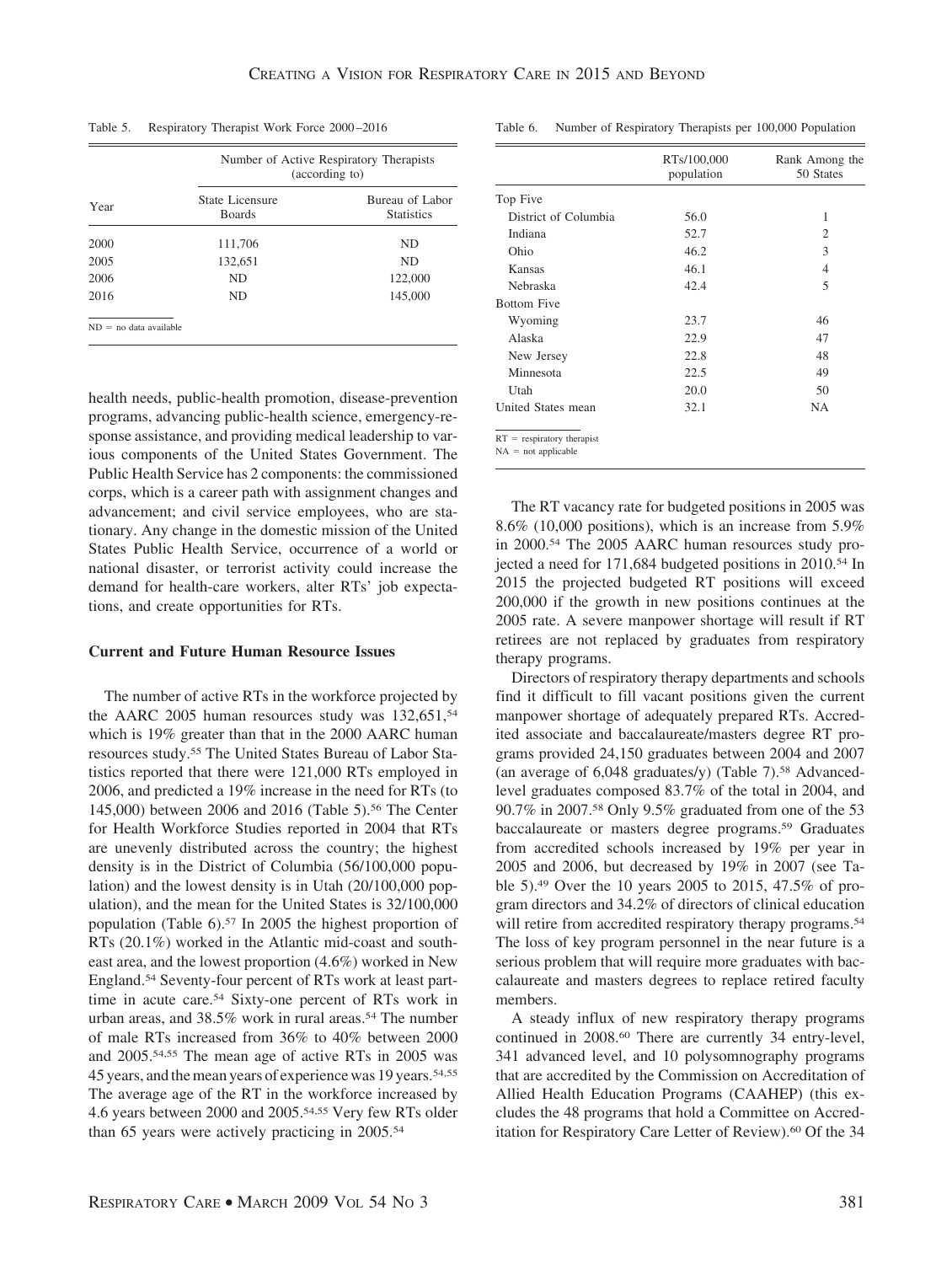Table 5. Respiratory Therapist Work Force 2000–2016

| Year | Number of Active Respiratory Therapists (according to) | |
|---|---|---|
| | State Licensure Boards | Bureau of Labor Statistics |
| 2000 | 111,706 | ND |
| 2005 | 132,651 | ND |
| 2006 | ND | 122,000 |
| 2016 | ND | 145,000 |

ND = no data available

health needs, public-health promotion, disease-prevention programs, advancing public-health science, emergency-response assistance, and providing medical leadership to various components of the United States Government. The Public Health Service has 2 components: the commissioned corps, which is a career path with assignment changes and advancement; and civil service employees, who are stationary. Any change in the domestic mission of the United States Public Health Service, occurrence of a world or national disaster, or terrorist activity could increase the demand for health-care workers, alter RTs' job expectations, and create opportunities for RTs.

## Current and Future Human Resource Issues

The number of active RTs in the workforce projected by the AARC 2005 human resources study was 132,651,[54] which is 19% greater than that in the 2000 AARC human resources study.[55] The United States Bureau of Labor Statistics reported that there were 121,000 RTs employed in 2006, and predicted a 19% increase in the need for RTs (to 145,000) between 2006 and 2016 (Table 5).[56] The Center for Health Workforce Studies reported in 2004 that RTs are unevenly distributed across the country; the highest density is in the District of Columbia (56/100,000 population) and the lowest density is in Utah (20/100,000 population), and the mean for the United States is 32/100,000 population (Table 6).[57] In 2005 the highest proportion of RTs (20.1%) worked in the Atlantic mid-coast and southeast area, and the lowest proportion (4.6%) worked in New England.[54] Seventy-four percent of RTs work at least part-time in acute care.[54] Sixty-one percent of RTs work in urban areas, and 38.5% work in rural areas.[54] The number of male RTs increased from 36% to 40% between 2000 and 2005.[54,55] The mean age of active RTs in 2005 was 45 years, and the mean years of experience was 19 years.[54,55] The average age of the RT in the workforce increased by 4.6 years between 2000 and 2005.[54,55] Very few RTs older than 65 years were actively practicing in 2005.[54]

Table 6. Number of Respiratory Therapists per 100,000 Population

| | RTs/100,000 population | Rank Among the 50 States |
|---|---|---|
| Top Five | | |
| District of Columbia | 56.0 | 1 |
| Indiana | 52.7 | 2 |
| Ohio | 46.2 | 3 |
| Kansas | 46.1 | 4 |
| Nebraska | 42.4 | 5 |
| Bottom Five | | |
| Wyoming | 23.7 | 46 |
| Alaska | 22.9 | 47 |
| New Jersey | 22.8 | 48 |
| Minnesota | 22.5 | 49 |
| Utah | 20.0 | 50 |
| United States mean | 32.1 | NA |

RT = respiratory therapist
NA = not applicable

The RT vacancy rate for budgeted positions in 2005 was 8.6% (10,000 positions), which is an increase from 5.9% in 2000.[54] The 2005 AARC human resources study projected a need for 171,684 budgeted positions in 2010.[54] In 2015 the projected budgeted RT positions will exceed 200,000 if the growth in new positions continues at the 2005 rate. A severe manpower shortage will result if RT retirees are not replaced by graduates from respiratory therapy programs.

Directors of respiratory therapy departments and schools find it difficult to fill vacant positions given the current manpower shortage of adequately prepared RTs. Accredited associate and baccalaureate/masters degree RT programs provided 24,150 graduates between 2004 and 2007 (an average of 6,048 graduates/y) (Table 7).[58] Advanced-level graduates composed 83.7% of the total in 2004, and 90.7% in 2007.[58] Only 9.5% graduated from one of the 53 baccalaureate or masters degree programs.[59] Graduates from accredited schools increased by 19% per year in 2005 and 2006, but decreased by 19% in 2007 (see Table 5).[49] Over the 10 years 2005 to 2015, 47.5% of program directors and 34.2% of directors of clinical education will retire from accredited respiratory therapy programs.[54] The loss of key program personnel in the near future is a serious problem that will require more graduates with baccalaureate and masters degrees to replace retired faculty members.

A steady influx of new respiratory therapy programs continued in 2008.[60] There are currently 34 entry-level, 341 advanced level, and 10 polysomnography programs that are accredited by the Commission on Accreditation of Allied Health Education Programs (CAAHEP) (this excludes the 48 programs that hold a Committee on Accreditation for Respiratory Care Letter of Review).[60] Of the 34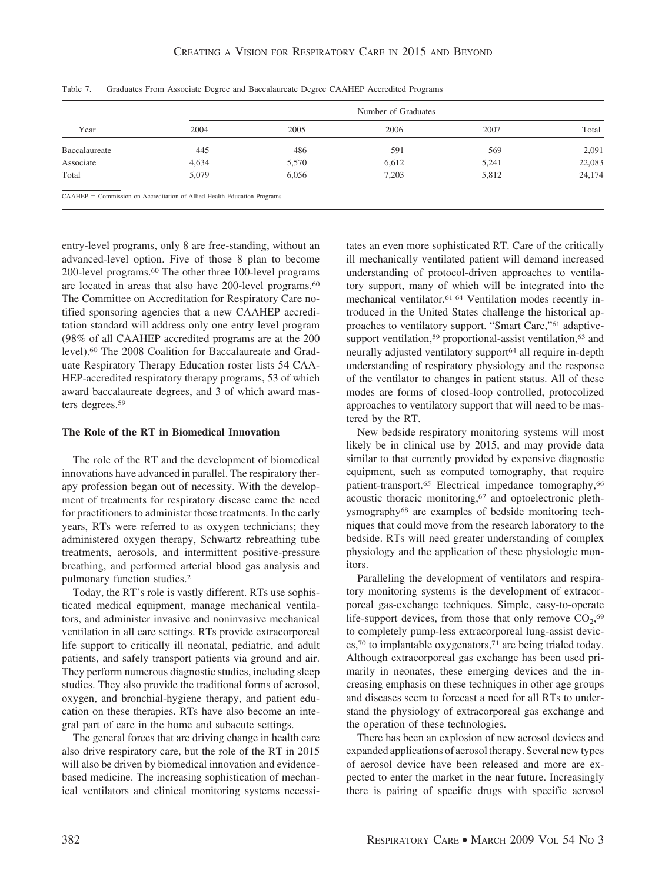Table 7. Graduates From Associate Degree and Baccalaureate Degree CAAHEP Accredited Programs

| Year | Number of Graduates | | | | |
|---|---|---|---|---|---|
| | 2004 | 2005 | 2006 | 2007 | Total |
| Baccalaureate | 445 | 486 | 591 | 569 | 2,091 |
| Associate | 4,634 | 5,570 | 6,612 | 5,241 | 22,083 |
| Total | 5,079 | 6,056 | 7,203 | 5,812 | 24,174 |

CAAHEP = Commission on Accreditation of Allied Health Education Programs

entry-level programs, only 8 are free-standing, without an advanced-level option. Five of those 8 plan to become 200-level programs.[60] The other three 100-level programs are located in areas that also have 200-level programs.[60] The Committee on Accreditation for Respiratory Care notified sponsoring agencies that a new CAAHEP accreditation standard will address only one entry level program (98% of all CAAHEP accredited programs are at the 200 level).[60] The 2008 Coalition for Baccalaureate and Graduate Respiratory Therapy Education roster lists 54 CAAHEP-accredited respiratory therapy programs, 53 of which award baccalaureate degrees, and 3 of which award masters degrees.[59]

### The Role of the RT in Biomedical Innovation

The role of the RT and the development of biomedical innovations have advanced in parallel. The respiratory therapy profession began out of necessity. With the development of treatments for respiratory disease came the need for practitioners to administer those treatments. In the early years, RTs were referred to as oxygen technicians; they administered oxygen therapy, Schwartz rebreathing tube treatments, aerosols, and intermittent positive-pressure breathing, and performed arterial blood gas analysis and pulmonary function studies.[2]

Today, the RT's role is vastly different. RTs use sophisticated medical equipment, manage mechanical ventilators, and administer invasive and noninvasive mechanical ventilation in all care settings. RTs provide extracorporeal life support to critically ill neonatal, pediatric, and adult patients, and safely transport patients via ground and air. They perform numerous diagnostic studies, including sleep studies. They also provide the traditional forms of aerosol, oxygen, and bronchial-hygiene therapy, and patient education on these therapies. RTs have also become an integral part of care in the home and subacute settings.

The general forces that are driving change in health care also drive respiratory care, but the role of the RT in 2015 will also be driven by biomedical innovation and evidence-based medicine. The increasing sophistication of mechanical ventilators and clinical monitoring systems necessitates an even more sophisticated RT. Care of the critically ill mechanically ventilated patient will demand increased understanding of protocol-driven approaches to ventilatory support, many of which will be integrated into the mechanical ventilator.[61-64] Ventilation modes recently introduced in the United States challenge the historical approaches to ventilatory support. "Smart Care,"[61] adaptive-support ventilation,[59] proportional-assist ventilation,[63] and neurally adjusted ventilatory support[64] all require in-depth understanding of respiratory physiology and the response of the ventilator to changes in patient status. All of these modes are forms of closed-loop controlled, protocolized approaches to ventilatory support that will need to be mastered by the RT.

New bedside respiratory monitoring systems will most likely be in clinical use by 2015, and may provide data similar to that currently provided by expensive diagnostic equipment, such as computed tomography, that require patient-transport.[65] Electrical impedance tomography,[66] acoustic thoracic monitoring,[67] and optoelectronic plethysmography[68] are examples of bedside monitoring techniques that could move from the research laboratory to the bedside. RTs will need greater understanding of complex physiology and the application of these physiologic monitors.

Paralleling the development of ventilators and respiratory monitoring systems is the development of extracorporeal gas-exchange techniques. Simple, easy-to-operate life-support devices, from those that only remove $CO_2$,[69] to completely pump-less extracorporeal lung-assist devices,[70] to implantable oxygenators,[71] are being trialed today. Although extracorporeal gas exchange has been used primarily in neonates, these emerging devices and the increasing emphasis on these techniques in other age groups and diseases seem to forecast a need for all RTs to understand the physiology of extracorporeal gas exchange and the operation of these technologies.

There has been an explosion of new aerosol devices and expanded applications of aerosol therapy. Several new types of aerosol device have been released and more are expected to enter the market in the near future. Increasingly there is pairing of specific drugs with specific aerosol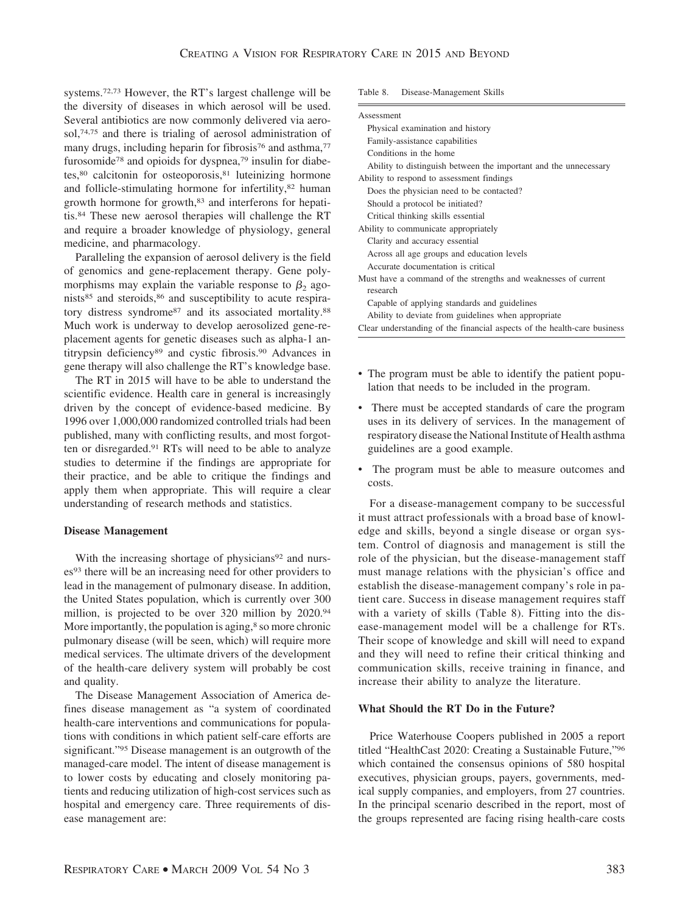systems.[72,73] However, the RT's largest challenge will be the diversity of diseases in which aerosol will be used. Several antibiotics are now commonly delivered via aerosol,[74,75] and there is trialing of aerosol administration of many drugs, including heparin for fibrosis[76] and asthma,[77] furosomide[78] and opioids for dyspnea,[79] insulin for diabetes,[80] calcitonin for osteoporosis,[81] luteinizing hormone and follicle-stimulating hormone for infertility,[82] human growth hormone for growth,[83] and interferons for hepatitis.[84] These new aerosol therapies will challenge the RT and require a broader knowledge of physiology, general medicine, and pharmacology.

Paralleling the expansion of aerosol delivery is the field of genomics and gene-replacement therapy. Gene polymorphisms may explain the variable response to $\beta_2$ agonists[85] and steroids,[86] and susceptibility to acute respiratory distress syndrome[87] and its associated mortality.[88] Much work is underway to develop aerosolized gene-replacement agents for genetic diseases such as alpha-1 antitrypsin deficiency[89] and cystic fibrosis.[90] Advances in gene therapy will also challenge the RT's knowledge base.

The RT in 2015 will have to be able to understand the scientific evidence. Health care in general is increasingly driven by the concept of evidence-based medicine. By 1996 over 1,000,000 randomized controlled trials had been published, many with conflicting results, and most forgotten or disregarded.[91] RTs will need to be able to analyze studies to determine if the findings are appropriate for their practice, and be able to critique the findings and apply them when appropriate. This will require a clear understanding of research methods and statistics.

### Disease Management

With the increasing shortage of physicians[92] and nurses[93] there will be an increasing need for other providers to lead in the management of pulmonary disease. In addition, the United States population, which is currently over 300 million, is projected to be over 320 million by 2020.[94] More importantly, the population is aging,[8] so more chronic pulmonary disease (will be seen, which) will require more medical services. The ultimate drivers of the development of the health-care delivery system will probably be cost and quality.

The Disease Management Association of America defines disease management as "a system of coordinated health-care interventions and communications for populations with conditions in which patient self-care efforts are significant."[95] Disease management is an outgrowth of the managed-care model. The intent of disease management is to lower costs by educating and closely monitoring patients and reducing utilization of high-cost services such as hospital and emergency care. Three requirements of disease management are:

Table 8. Disease-Management Skills

| |
|---|
| Assessment |
| Physical examination and history |
| Family-assistance capabilities |
| Conditions in the home |
| Ability to distinguish between the important and the unnecessary |
| Ability to respond to assessment findings |
| Does the physician need to be contacted? |
| Should a protocol be initiated? |
| Critical thinking skills essential |
| Ability to communicate appropriately |
| Clarity and accuracy essential |
| Across all age groups and education levels |
| Accurate documentation is critical |
| Must have a command of the strengths and weaknesses of current research |
| Capable of applying standards and guidelines |
| Ability to deviate from guidelines when appropriate |
| Clear understanding of the financial aspects of the health-care business |

- The program must be able to identify the patient population that needs to be included in the program.
- There must be accepted standards of care the program uses in its delivery of services. In the management of respiratory disease the National Institute of Health asthma guidelines are a good example.
- The program must be able to measure outcomes and costs.

For a disease-management company to be successful it must attract professionals with a broad base of knowledge and skills, beyond a single disease or organ system. Control of diagnosis and management is still the role of the physician, but the disease-management staff must manage relations with the physician's office and establish the disease-management company's role in patient care. Success in disease management requires staff with a variety of skills (Table 8). Fitting into the disease-management model will be a challenge for RTs. Their scope of knowledge and skill will need to expand and they will need to refine their critical thinking and communication skills, receive training in finance, and increase their ability to analyze the literature.

### What Should the RT Do in the Future?

Price Waterhouse Coopers published in 2005 a report titled "HealthCast 2020: Creating a Sustainable Future,"[96] which contained the consensus opinions of 580 hospital executives, physician groups, payers, governments, medical supply companies, and employers, from 27 countries. In the principal scenario described in the report, most of the groups represented are facing rising health-care costs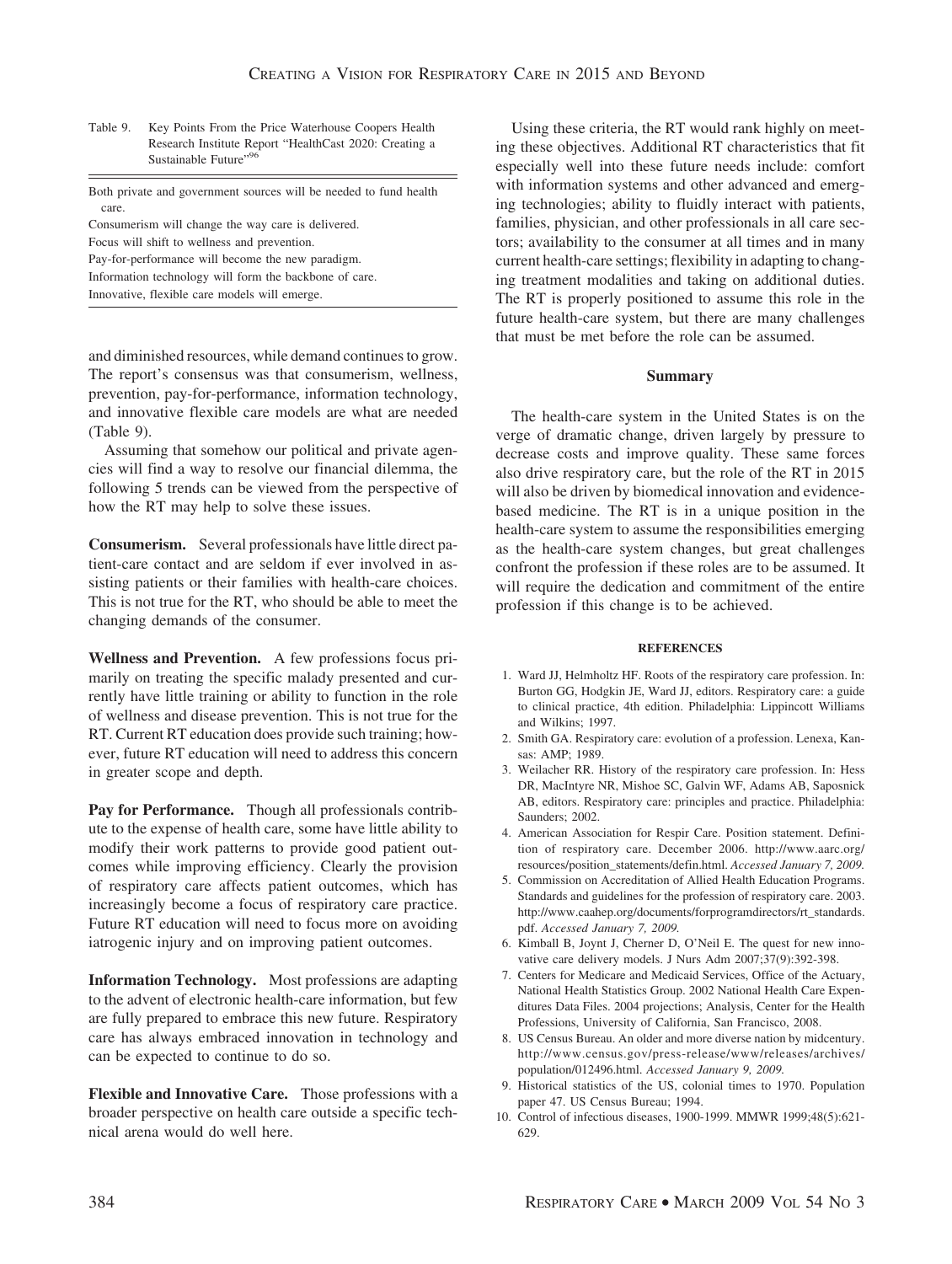Table 9. Key Points From the Price Waterhouse Coopers Health Research Institute Report "HealthCast 2020: Creating a Sustainable Future"[96]

| |
|---|
| Both private and government sources will be needed to fund health care. |
| Consumerism will change the way care is delivered. |
| Focus will shift to wellness and prevention. |
| Pay-for-performance will become the new paradigm. |
| Information technology will form the backbone of care. |
| Innovative, flexible care models will emerge. |

and diminished resources, while demand continues to grow. The report's consensus was that consumerism, wellness, prevention, pay-for-performance, information technology, and innovative flexible care models are what are needed (Table 9).

Assuming that somehow our political and private agencies will find a way to resolve our financial dilemma, the following 5 trends can be viewed from the perspective of how the RT may help to solve these issues.

**Consumerism.** Several professionals have little direct patient-care contact and are seldom if ever involved in assisting patients or their families with health-care choices. This is not true for the RT, who should be able to meet the changing demands of the consumer.

**Wellness and Prevention.** A few professions focus primarily on treating the specific malady presented and currently have little training or ability to function in the role of wellness and disease prevention. This is not true for the RT. Current RT education does provide such training; however, future RT education will need to address this concern in greater scope and depth.

**Pay for Performance.** Though all professionals contribute to the expense of health care, some have little ability to modify their work patterns to provide good patient outcomes while improving efficiency. Clearly the provision of respiratory care affects patient outcomes, which has increasingly become a focus of respiratory care practice. Future RT education will need to focus more on avoiding iatrogenic injury and on improving patient outcomes.

**Information Technology.** Most professions are adapting to the advent of electronic health-care information, but few are fully prepared to embrace this new future. Respiratory care has always embraced innovation in technology and can be expected to continue to do so.

**Flexible and Innovative Care.** Those professions with a broader perspective on health care outside a specific technical arena would do well here.

Using these criteria, the RT would rank highly on meeting these objectives. Additional RT characteristics that fit especially well into these future needs include: comfort with information systems and other advanced and emerging technologies; ability to fluidly interact with patients, families, physician, and other professionals in all care sectors; availability to the consumer at all times and in many current health-care settings; flexibility in adapting to changing treatment modalities and taking on additional duties. The RT is properly positioned to assume this role in the future health-care system, but there are many challenges that must be met before the role can be assumed.

## Summary

The health-care system in the United States is on the verge of dramatic change, driven largely by pressure to decrease costs and improve quality. These same forces also drive respiratory care, but the role of the RT in 2015 will also be driven by biomedical innovation and evidence-based medicine. The RT is in a unique position in the health-care system to assume the responsibilities emerging as the health-care system changes, but great challenges confront the profession if these roles are to be assumed. It will require the dedication and commitment of the entire profession if this change is to be achieved.

## REFERENCES

1. Ward JJ, Helmholtz HF. Roots of the respiratory care profession. In: Burton GG, Hodgkin JE, Ward JJ, editors. Respiratory care: a guide to clinical practice, 4th edition. Philadelphia: Lippincott Williams and Wilkins; 1997.
2. Smith GA. Respiratory care: evolution of a profession. Lenexa, Kansas: AMP; 1989.
3. Weilacher RR. History of the respiratory care profession. In: Hess DR, MacIntyre NR, Mishoe SC, Galvin WF, Adams AB, Saposnick AB, editors. Respiratory care: principles and practice. Philadelphia: Saunders; 2002.
4. American Association for Respir Care. Position statement. Definition of respiratory care. December 2006. http://www.aarc.org/resources/position_statements/defin.html. *Accessed January 7, 2009.*
5. Commission on Accreditation of Allied Health Education Programs. Standards and guidelines for the profession of respiratory care. 2003. http://www.caahep.org/documents/forprogramdirectors/rt_standards.pdf. *Accessed January 7, 2009.*
6. Kimball B, Joynt J, Cherner D, O'Neil E. The quest for new innovative care delivery models. J Nurs Adm 2007;37(9):392-398.
7. Centers for Medicare and Medicaid Services, Office of the Actuary, National Health Statistics Group. 2002 National Health Care Expenditures Data Files. 2004 projections; Analysis, Center for the Health Professions, University of California, San Francisco, 2008.
8. US Census Bureau. An older and more diverse nation by midcentury. http://www.census.gov/press-release/www/releases/archives/population/012496.html. *Accessed January 9, 2009.*
9. Historical statistics of the US, colonial times to 1970. Population paper 47. US Census Bureau; 1994.
10. Control of infectious diseases, 1900-1999. MMWR 1999;48(5):621-629.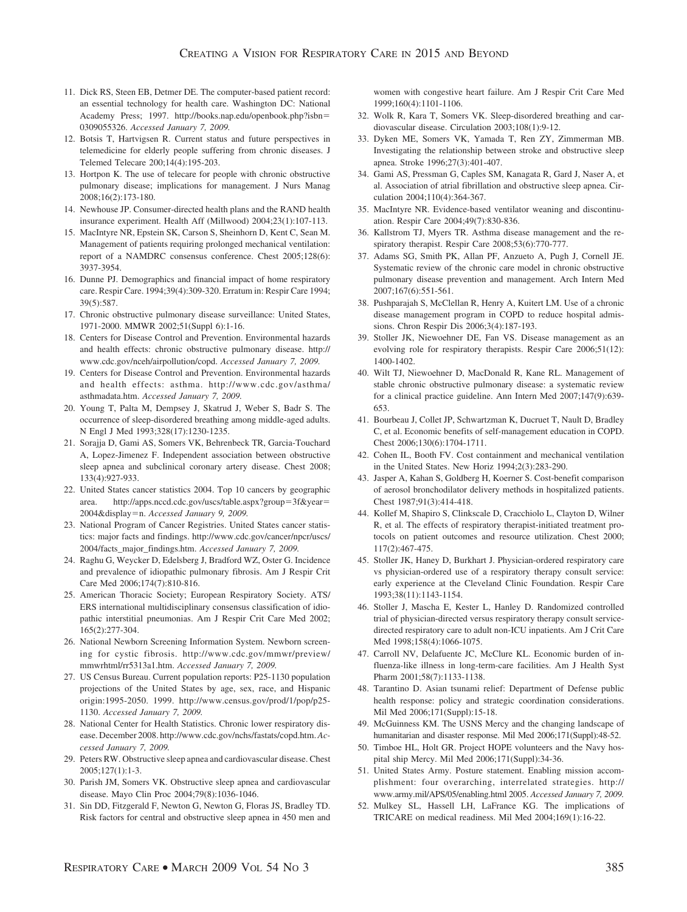11. Dick RS, Steen EB, Detmer DE. The computer-based patient record: an essential technology for health care. Washington DC: National Academy Press; 1997. http://books.nap.edu/openbook.php?isbn=0309055326. *Accessed January 7, 2009.*
12. Botsis T, Hartvigsen R. Current status and future perspectives in telemedicine for elderly people suffering from chronic diseases. J Telemed Telecare 200;14(4):195-203.
13. Hortpon K. The use of telecare for people with chronic obstructive pulmonary disease; implications for management. J Nurs Manag 2008;16(2):173-180.
14. Newhouse JP. Consumer-directed health plans and the RAND health insurance experiment. Health Aff (Millwood) 2004;23(1):107-113.
15. MacIntyre NR, Epstein SK, Carson S, Sheinhorn D, Kent C, Sean M. Management of patients requiring prolonged mechanical ventilation: report of a NAMDRC consensus conference. Chest 2005;128(6): 3937-3954.
16. Dunne PJ. Demographics and financial impact of home respiratory care. Respir Care. 1994;39(4):309-320. Erratum in: Respir Care 1994; 39(5):587.
17. Chronic obstructive pulmonary disease surveillance: United States, 1971-2000. MMWR 2002;51(Suppl 6):1-16.
18. Centers for Disease Control and Prevention. Environmental hazards and health effects: chronic obstructive pulmonary disease. http://www.cdc.gov/nceh/airpollution/copd. *Accessed January 7, 2009.*
19. Centers for Disease Control and Prevention. Environmental hazards and health effects: asthma. http://www.cdc.gov/asthma/asthmadata.htm. *Accessed January 7, 2009.*
20. Young T, Palta M, Dempsey J, Skatrud J, Weber S, Badr S. The occurrence of sleep-disordered breathing among middle-aged adults. N Engl J Med 1993;328(17):1230-1235.
21. Sorajja D, Gami AS, Somers VK, Behrenbeck TR, Garcia-Touchard A, Lopez-Jimenez F. Independent association between obstructive sleep apnea and subclinical coronary artery disease. Chest 2008; 133(4):927-933.
22. United States cancer statistics 2004. Top 10 cancers by geographic area. http://apps.nccd.cdc.gov/uscs/table.aspx?group=3f&year=2004&display=n. *Accessed January 9, 2009.*
23. National Program of Cancer Registries. United States cancer statistics: major facts and findings. http://www.cdc.gov/cancer/npcr/uscs/2004/facts_major_findings.htm. *Accessed January 7, 2009.*
24. Raghu G, Weycker D, Edelsberg J, Bradford WZ, Oster G. Incidence and prevalence of idiopathic pulmonary fibrosis. Am J Respir Crit Care Med 2006;174(7):810-816.
25. American Thoracic Society; European Respiratory Society. ATS/ERS international multidisciplinary consensus classification of idiopathic interstitial pneumonias. Am J Respir Crit Care Med 2002; 165(2):277-304.
26. National Newborn Screening Information System. Newborn screening for cystic fibrosis. http://www.cdc.gov/mmwr/preview/mmwrhtml/rr5313a1.htm. *Accessed January 7, 2009.*
27. US Census Bureau. Current population reports: P25-1130 population projections of the United States by age, sex, race, and Hispanic origin:1995-2050. 1999. http://www.census.gov/prod/1/pop/p25-1130. *Accessed January 7, 2009.*
28. National Center for Health Statistics. Chronic lower respiratory disease. December 2008. http://www.cdc.gov/nchs/fastats/copd.htm. *Accessed January 7, 2009.*
29. Peters RW. Obstructive sleep apnea and cardiovascular disease. Chest 2005;127(1):1-3.
30. Parish JM, Somers VK. Obstructive sleep apnea and cardiovascular disease. Mayo Clin Proc 2004;79(8):1036-1046.
31. Sin DD, Fitzgerald F, Newton G, Newton G, Floras JS, Bradley TD. Risk factors for central and obstructive sleep apnea in 450 men and women with congestive heart failure. Am J Respir Crit Care Med 1999;160(4):1101-1106.
32. Wolk R, Kara T, Somers VK. Sleep-disordered breathing and cardiovascular disease. Circulation 2003;108(1):9-12.
33. Dyken ME, Somers VK, Yamada T, Ren ZY, Zimmerman MB. Investigating the relationship between stroke and obstructive sleep apnea. Stroke 1996;27(3):401-407.
34. Gami AS, Pressman G, Caples SM, Kanagata R, Gard J, Naser A, et al. Association of atrial fibrillation and obstructive sleep apnea. Circulation 2004;110(4):364-367.
35. MacIntyre NR. Evidence-based ventilator weaning and discontinuation. Respir Care 2004;49(7):830-836.
36. Kallstrom TJ, Myers TR. Asthma disease management and the respiratory therapist. Respir Care 2008;53(6):770-777.
37. Adams SG, Smith PK, Allan PF, Anzueto A, Pugh J, Cornell JE. Systematic review of the chronic care model in chronic obstructive pulmonary disease prevention and management. Arch Intern Med 2007;167(6):551-561.
38. Pushparajah S, McClellan R, Henry A, Kuitert LM. Use of a chronic disease management program in COPD to reduce hospital admissions. Chron Respir Dis 2006;3(4):187-193.
39. Stoller JK, Niewoehner DE, Fan VS. Disease management as an evolving role for respiratory therapists. Respir Care 2006;51(12): 1400-1402.
40. Wilt TJ, Niewoehner D, MacDonald R, Kane RL. Management of stable chronic obstructive pulmonary disease: a systematic review for a clinical practice guideline. Ann Intern Med 2007;147(9):639-653.
41. Bourbeau J, Collet JP, Schwartzman K, Ducruet T, Nault D, Bradley C, et al. Economic benefits of self-management education in COPD. Chest 2006;130(6):1704-1711.
42. Cohen IL, Booth FV. Cost containment and mechanical ventilation in the United States. New Horiz 1994;2(3):283-290.
43. Jasper A, Kahan S, Goldberg H, Koerner S. Cost-benefit comparison of aerosol bronchodilator delivery methods in hospitalized patients. Chest 1987;91(3):414-418.
44. Kollef M, Shapiro S, Clinkscale D, Cracchiolo L, Clayton D, Wilner R, et al. The effects of respiratory therapist-initiated treatment protocols on patient outcomes and resource utilization. Chest 2000; 117(2):467-475.
45. Stoller JK, Haney D, Burkhart J. Physician-ordered respiratory care vs physician-ordered use of a respiratory therapy consult service: early experience at the Cleveland Clinic Foundation. Respir Care 1993;38(11):1143-1154.
46. Stoller J, Mascha E, Kester L, Hanley D. Randomized controlled trial of physician-directed versus respiratory therapy consult service-directed respiratory care to adult non-ICU inpatients. Am J Crit Care Med 1998;158(4):1066-1075.
47. Carroll NV, Delafuente JC, McClure KL. Economic burden of influenza-like illness in long-term-care facilities. Am J Health Syst Pharm 2001;58(7):1133-1138.
48. Tarantino D. Asian tsunami relief: Department of Defense public health response: policy and strategic coordination considerations. Mil Med 2006;171(Suppl):15-18.
49. McGuinness KM. The USNS Mercy and the changing landscape of humanitarian and disaster response. Mil Med 2006;171(Suppl):48-52.
50. Timboe HL, Holt GR. Project HOPE volunteers and the Navy hospital ship Mercy. Mil Med 2006;171(Suppl):34-36.
51. United States Army. Posture statement. Enabling mission accomplishment: four overarching, interrelated strategies. http://www.army.mil/APS/05/enabling.html 2005. *Accessed January 7, 2009.*
52. Mulkey SL, Hassell LH, LaFrance KG. The implications of TRICARE on medical readiness. Mil Med 2004;169(1):16-22.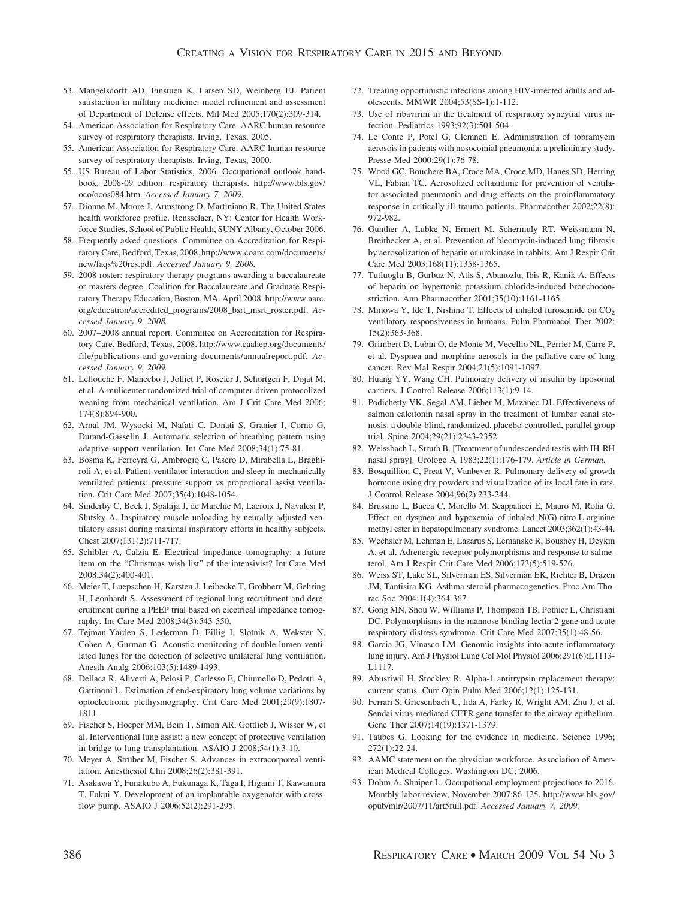53. Mangelsdorff AD, Finstuen K, Larsen SD, Weinberg EJ. Patient satisfaction in military medicine: model refinement and assessment of Department of Defense effects. Mil Med 2005;170(2):309-314.
54. American Association for Respiratory Care. AARC human resource survey of respiratory therapists. Irving, Texas, 2005.
55. American Association for Respiratory Care. AARC human resource survey of respiratory therapists. Irving, Texas, 2000.
55. US Bureau of Labor Statistics, 2006. Occupational outlook handbook, 2008-09 edition: respiratory therapists. http://www.bls.gov/oco/ocos084.htm. *Accessed January 7, 2009.*
57. Dionne M, Moore J, Armstrong D, Martiniano R. The United States health workforce profile. Rensselaer, NY: Center for Health Workforce Studies, School of Public Health, SUNY Albany, October 2006.
58. Frequently asked questions. Committee on Accreditation for Respiratory Care, Bedford, Texas, 2008. http://www.coarc.com/documents/new/faqs%20rcs.pdf. *Accessed January 9, 2008.*
59. 2008 roster: respiratory therapy programs awarding a baccalaureate or masters degree. Coalition for Baccalaureate and Graduate Respiratory Therapy Education, Boston, MA. April 2008. http://www.aarc.org/education/accredited_programs/2008_bsrt_msrt_roster.pdf. *Accessed January 9, 2008.*
60. 2007–2008 annual report. Committee on Accreditation for Respiratory Care. Bedford, Texas, 2008. http://www.caahep.org/documents/file/publications-and-governing-documents/annualreport.pdf. *Accessed January 9, 2009.*
61. Lellouche F, Mancebo J, Jolliet P, Roseler J, Schortgen F, Dojat M, et al. A mulicenter randomized trial of computer-driven protocolized weaning from mechanical ventilation. Am J Crit Care Med 2006; 174(8):894-900.
62. Arnal JM, Wysocki M, Nafati C, Donati S, Granier I, Corno G, Durand-Gasselin J. Automatic selection of breathing pattern using adaptive support ventilation. Int Care Med 2008;34(1):75-81.
63. Bosma K, Ferreyra G, Ambrogio C, Pasero D, Mirabella L, Braghiroli A, et al. Patient-ventilator interaction and sleep in mechanically ventilated patients: pressure support vs proportional assist ventilation. Crit Care Med 2007;35(4):1048-1054.
64. Sinderby C, Beck J, Spahija J, de Marchie M, Lacroix J, Navalesi P, Slutsky A. Inspiratory muscle unloading by neurally adjusted ventilatory assist during maximal inspiratory efforts in healthy subjects. Chest 2007;131(2):711-717.
65. Schibler A, Calzia E. Electrical impedance tomography: a future item on the "Christmas wish list" of the intensivist? Int Care Med 2008;34(2):400-401.
66. Meier T, Luepschen H, Karsten J, Leibecke T, Grobherr M, Gehring H, Leonhardt S. Assessment of regional lung recruitment and derecruitment during a PEEP trial based on electrical impedance tomography. Int Care Med 2008;34(3):543-550.
67. Tejman-Yarden S, Lederman D, Eillig I, Slotnik A, Wekster N, Cohen A, Gurman G. Acoustic monitoring of double-lumen ventilated lungs for the detection of selective unilateral lung ventilation. Anesth Analg 2006;103(5):1489-1493.
68. Dellaca R, Aliverti A, Pelosi P, Carlesso E, Chiumello D, Pedotti A, Gattinoni L. Estimation of end-expiratory lung volume variations by optoelectronic plethysmography. Crit Care Med 2001;29(9):1807-1811.
69. Fischer S, Hoeper MM, Bein T, Simon AR, Gottlieb J, Wisser W, et al. Interventional lung assist: a new concept of protective ventilation in bridge to lung transplantation. ASAIO J 2008;54(1):3-10.
70. Meyer A, Strüber M, Fischer S. Advances in extracorporeal ventilation. Anesthesiol Clin 2008;26(2):381-391.
71. Asakawa Y, Funakubo A, Fukunaga K, Taga I, Higami T, Kawamura T, Fukui Y. Development of an implantable oxygenator with crossflow pump. ASAIO J 2006;52(2):291-295.
72. Treating opportunistic infections among HIV-infected adults and adolescents. MMWR 2004;53(SS-1):1-112.
73. Use of ribavirim in the treatment of respiratory syncytial virus infection. Pediatrics 1993;92(3):501-504.
74. Le Conte P, Potel G, Clemneti E. Administration of tobramycin aerosois in patients with nosocomial pneumonia: a preliminary study. Presse Med 2000;29(1):76-78.
75. Wood GC, Bouchere BA, Croce MA, Croce MD, Hanes SD, Herring VL, Fabian TC. Aerosolized ceftazidime for prevention of ventilator-associated pneumonia and drug effects on the proinflammatory response in critically ill trauma patients. Pharmacother 2002;22(8): 972-982.
76. Gunther A, Lubke N, Ermert M, Schermuly RT, Weissmann N, Breithecker A, et al. Prevention of bleomycin-induced lung fibrosis by aerosolization of heparin or urokinase in rabbits. Am J Respir Crit Care Med 2003;168(11):1358-1365.
77. Tutluoglu B, Gurbuz N, Atis S, Abanozlu, Ibis R, Kanik A. Effects of heparin on hypertonic potassium chloride-induced bronchoconstriction. Ann Pharmacother 2001;35(10):1161-1165.
78. Minowa Y, Ide T, Nishino T. Effects of inhaled furosemide on $CO_2$ ventilatory responsiveness in humans. Pulm Pharmacol Ther 2002; 15(2):363-368.
79. Grimbert D, Lubin O, de Monte M, Vecellio NL, Perrier M, Carre P, et al. Dyspnea and morphine aerosols in the pallative care of lung cancer. Rev Mal Respir 2004;21(5):1091-1097.
80. Huang YY, Wang CH. Pulmonary delivery of insulin by liposomal carriers. J Control Release 2006;113(1):9-14.
81. Podichetty VK, Segal AM, Lieber M, Mazanec DJ. Effectiveness of salmon calcitonin nasal spray in the treatment of lumbar canal stenosis: a double-blind, randomized, placebo-controlled, parallel group trial. Spine 2004;29(21):2343-2352.
82. Weissbach L, Struth B. [Treatment of undescended testis with IH-RH nasal spray]. Urologe A 1983;22(1):176-179. *Article in German.*
83. Bosquillion C, Preat V, Vanbever R. Pulmonary delivery of growth hormone using dry powders and visualization of its local fate in rats. J Control Release 2004;96(2):233-244.
84. Brussino L, Bucca C, Morello M, Scappaticci E, Mauro M, Rolia G. Effect on dyspnea and hypoxemia of inhaled N(G)-nitro-L-arginine methyl ester in hepatopulmonary syndrome. Lancet 2003;362(1):43-44.
85. Wechsler M, Lehman E, Lazarus S, Lemanske R, Boushey H, Deykin A, et al. Adrenergic receptor polymorphisms and response to salmeterol. Am J Respir Crit Care Med 2006;173(5):519-526.
86. Weiss ST, Lake SL, Silverman ES, Silverman EK, Richter B, Drazen JM, Tantisira KG. Asthma steroid pharmacogenetics. Proc Am Thorac Soc 2004;1(4):364-367.
87. Gong MN, Shou W, Williams P, Thompson TB, Pothier L, Christiani DC. Polymorphisms in the mannose binding lectin-2 gene and acute respiratory distress syndrome. Crit Care Med 2007;35(1):48-56.
88. Garcia JG, Vinasco LM. Genomic insights into acute inflammatory lung injury. Am J Physiol Lung Cel Mol Physiol 2006;291(6):L1113-L1117.
89. Abusriwil H, Stockley R. Alpha-1 antitrypsin replacement therapy: current status. Curr Opin Pulm Med 2006;12(1):125-131.
90. Ferrari S, Griesenbach U, Iida A, Farley R, Wright AM, Zhu J, et al. Sendai virus-mediated CFTR gene transfer to the airway epithelium. Gene Ther 2007;14(19):1371-1379.
91. Taubes G. Looking for the evidence in medicine. Science 1996; 272(1):22-24.
92. AAMC statement on the physician workforce. Association of American Medical Colleges, Washington DC; 2006.
93. Dohm A, Shniper L. Occupational employment projections to 2016. Monthly labor review, November 2007:86-125. http://www.bls.gov/opub/mlr/2007/11/art5full.pdf. *Accessed January 7, 2009.*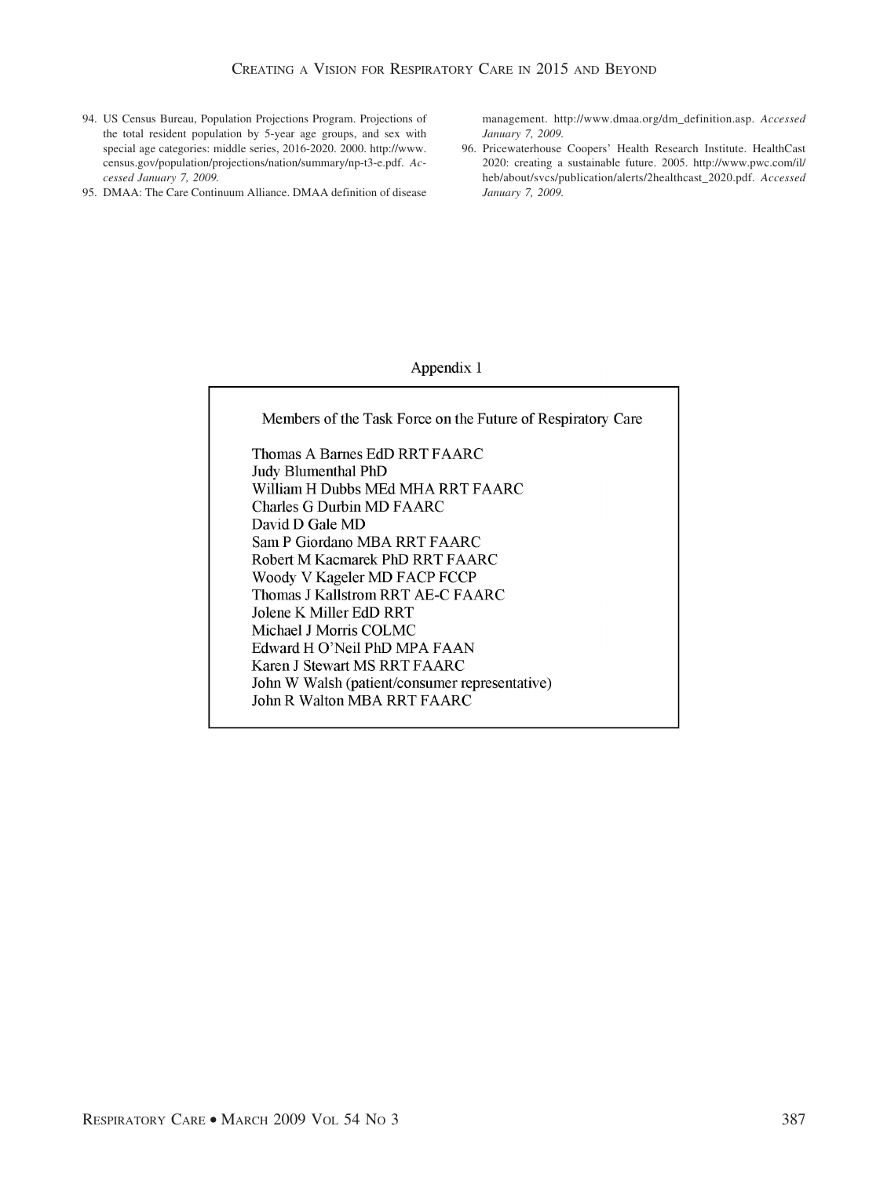94. US Census Bureau, Population Projections Program. Projections of the total resident population by 5-year age groups, and sex with special age categories: middle series, 2016-2020. 2000. http://www.census.gov/population/projections/nation/summary/np-t3-e.pdf. *Accessed January 7, 2009.*
95. DMAA: The Care Continuum Alliance. DMAA definition of disease management. http://www.dmaa.org/dm_definition.asp. *Accessed January 7, 2009.*
96. Pricewaterhouse Coopers' Health Research Institute. HealthCast 2020: creating a sustainable future. 2005. http://www.pwc.com/il/heb/about/svcs/publication/alerts/2healthcast_2020.pdf. *Accessed January 7, 2009.*

## Appendix 1

### Members of the Task Force on the Future of Respiratory Care

Thomas A Barnes EdD RRT FAARC
Judy Blumenthal PhD
William H Dubbs MEd MHA RRT FAARC
Charles G Durbin MD FAARC
David D Gale MD
Sam P Giordano MBA RRT FAARC
Robert M Kacmarek PhD RRT FAARC
Woody V Kageler MD FACP FCCP
Thomas J Kallstrom RRT AE-C FAARC
Jolene K Miller EdD RRT
Michael J Morris COLMC
Edward H O'Neil PhD MPA FAAN
Karen J Stewart MS RRT FAARC
John W Walsh (patient/consumer representative)
John R Walton MBA RRT FAARC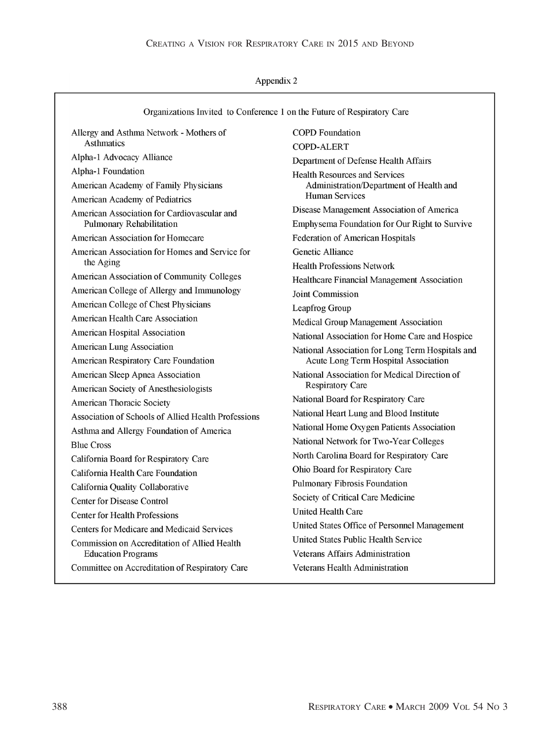## Appendix 2

### Organizations Invited to Conference 1 on the Future of Respiratory Care

- Allergy and Asthma Network - Mothers of Asthmatics
- Alpha-1 Advocacy Alliance
- Alpha-1 Foundation
- American Academy of Family Physicians
- American Academy of Pediatrics
- American Association for Cardiovascular and Pulmonary Rehabilitation
- American Association for Homecare
- American Association for Homes and Service for the Aging
- American Association of Community Colleges
- American College of Allergy and Immunology
- American College of Chest Physicians
- American Health Care Association
- American Hospital Association
- American Lung Association
- American Respiratory Care Foundation
- American Sleep Apnea Association
- American Society of Anesthesiologists
- American Thoracic Society
- Association of Schools of Allied Health Professions
- Asthma and Allergy Foundation of America
- Blue Cross
- California Board for Respiratory Care
- California Health Care Foundation
- California Quality Collaborative
- Center for Disease Control
- Center for Health Professions
- Centers for Medicare and Medicaid Services
- Commission on Accreditation of Allied Health Education Programs
- Committee on Accreditation of Respiratory Care
- COPD Foundation
- COPD-ALERT
- Department of Defense Health Affairs
- Health Resources and Services Administration/Department of Health and Human Services
- Disease Management Association of America
- Emphysema Foundation for Our Right to Survive
- Federation of American Hospitals
- Genetic Alliance
- Health Professions Network
- Healthcare Financial Management Association
- Joint Commission
- Leapfrog Group
- Medical Group Management Association
- National Association for Home Care and Hospice
- National Association for Long Term Hospitals and Acute Long Term Hospital Association
- National Association for Medical Direction of Respiratory Care
- National Board for Respiratory Care
- National Heart Lung and Blood Institute
- National Home Oxygen Patients Association
- National Network for Two-Year Colleges
- North Carolina Board for Respiratory Care
- Ohio Board for Respiratory Care
- Pulmonary Fibrosis Foundation
- Society of Critical Care Medicine
- United Health Care
- United States Office of Personnel Management
- United States Public Health Service
- Veterans Affairs Administration
- Veterans Health Administration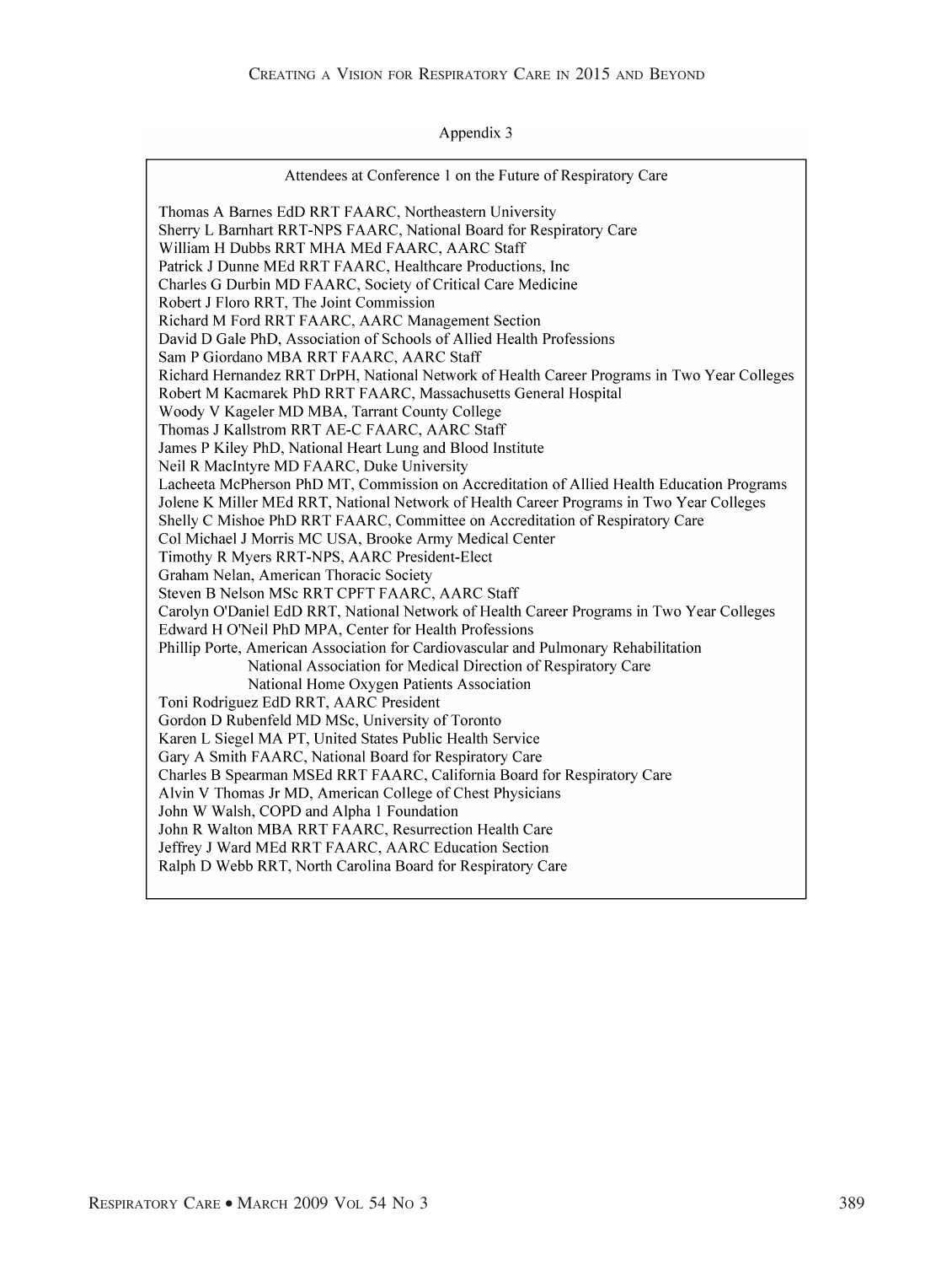## Appendix 3

### Attendees at Conference 1 on the Future of Respiratory Care

Thomas A Barnes EdD RRT FAARC, Northeastern University
Sherry L Barnhart RRT-NPS FAARC, National Board for Respiratory Care
William H Dubbs RRT MHA MEd FAARC, AARC Staff
Patrick J Dunne MEd RRT FAARC, Healthcare Productions, Inc
Charles G Durbin MD FAARC, Society of Critical Care Medicine
Robert J Floro RRT, The Joint Commission
Richard M Ford RRT FAARC, AARC Management Section
David D Gale PhD, Association of Schools of Allied Health Professions
Sam P Giordano MBA RRT FAARC, AARC Staff
Richard Hernandez RRT DrPH, National Network of Health Career Programs in Two Year Colleges
Robert M Kacmarek PhD RRT FAARC, Massachusetts General Hospital
Woody V Kageler MD MBA, Tarrant County College
Thomas J Kallstrom RRT AE-C FAARC, AARC Staff
James P Kiley PhD, National Heart Lung and Blood Institute
Neil R MacIntyre MD FAARC, Duke University
Lacheeta McPherson PhD MT, Commission on Accreditation of Allied Health Education Programs
Jolene K Miller MEd RRT, National Network of Health Career Programs in Two Year Colleges
Shelly C Mishoe PhD RRT FAARC, Committee on Accreditation of Respiratory Care
Col Michael J Morris MC USA, Brooke Army Medical Center
Timothy R Myers RRT-NPS, AARC President-Elect
Graham Nelan, American Thoracic Society
Steven B Nelson MSc RRT CPFT FAARC, AARC Staff
Carolyn O'Daniel EdD RRT, National Network of Health Career Programs in Two Year Colleges
Edward H O'Neil PhD MPA, Center for Health Professions
Phillip Porte, American Association for Cardiovascular and Pulmonary Rehabilitation
National Association for Medical Direction of Respiratory Care
National Home Oxygen Patients Association
Toni Rodriguez EdD RRT, AARC President
Gordon D Rubenfeld MD MSc, University of Toronto
Karen L Siegel MA PT, United States Public Health Service
Gary A Smith FAARC, National Board for Respiratory Care
Charles B Spearman MSEd RRT FAARC, California Board for Respiratory Care
Alvin V Thomas Jr MD, American College of Chest Physicians
John W Walsh, COPD and Alpha 1 Foundation
John R Walton MBA RRT FAARC, Resurrection Health Care
Jeffrey J Ward MEd RRT FAARC, AARC Education Section
Ralph D Webb RRT, North Carolina Board for Respiratory Care